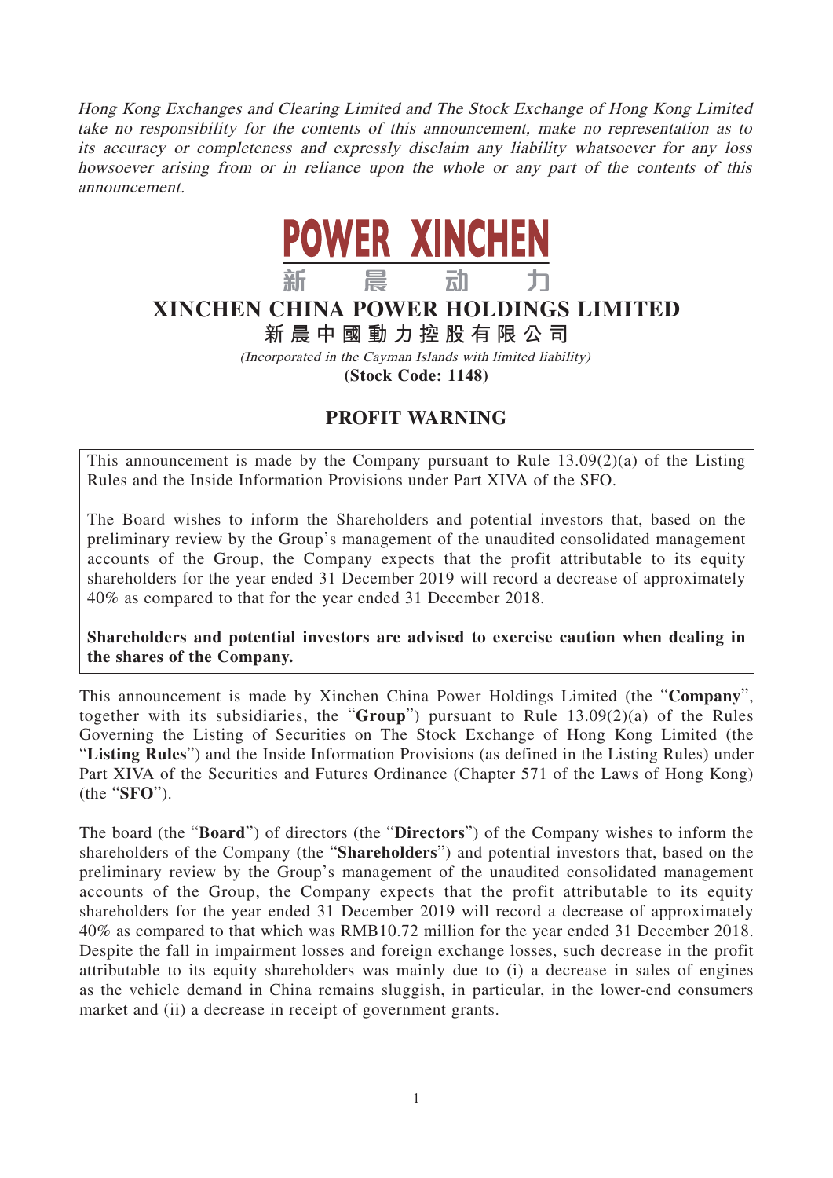*Hong Kong Exchanges and Clearing Limited and The Stock Exchange of Hong Kong Limited take no responsibility for the contents of this announcement, make no representation as to its accuracy or completeness and expressly disclaim any liability whatsoever for any loss howsoever arising from or in reliance upon the whole or any part of the contents of this announcement.*

POWER XINCHEN

新 晨 动 力

# XINCHEN CHINA POWER HOLDINGS LIMITED

**新晨中國動力控股有限公司**

*(Incorporated in the Cayman Islands with limited liability)*

**(Stock Code: 1148)**

## PROFIT WARNING

This announcement is made by the Company pursuant to Rule 13.09(2)(a) of the Listing Rules and the Inside Information Provisions under Part XIVA of the SFO.

The Board wishes to inform the Shareholders and potential investors that, based on the preliminary review by the Group's management of the unaudited consolidated management accounts of the Group, the Company expects that the profit attributable to its equity shareholders for the year ended 31 December 2019 will record a decrease of approximately 40% as compared to that for the year ended 31 December 2018.

**Shareholders and potential investors are advised to exercise caution when dealing in the shares of the Company.**

This announcement is made by Xinchen China Power Holdings Limited (the "**Company**", together with its subsidiaries, the "**Group**") pursuant to Rule 13.09(2)(a) of the Rules Governing the Listing of Securities on The Stock Exchange of Hong Kong Limited (the "**Listing Rules**") and the Inside Information Provisions (as defined in the Listing Rules) under Part XIVA of the Securities and Futures Ordinance (Chapter 571 of the Laws of Hong Kong) (the "**SFO**").

The board (the "**Board**") of directors (the "**Directors**") of the Company wishes to inform the shareholders of the Company (the "**Shareholders**") and potential investors that, based on the preliminary review by the Group's management of the unaudited consolidated management accounts of the Group, the Company expects that the profit attributable to its equity shareholders for the year ended 31 December 2019 will record a decrease of approximately 40% as compared to that which was RMB10.72 million for the year ended 31 December 2018. Despite the fall in impairment losses and foreign exchange losses, such decrease in the profit attributable to its equity shareholders was mainly due to (i) a decrease in sales of engines as the vehicle demand in China remains sluggish, in particular, in the lower-end consumers market and (ii) a decrease in receipt of government grants.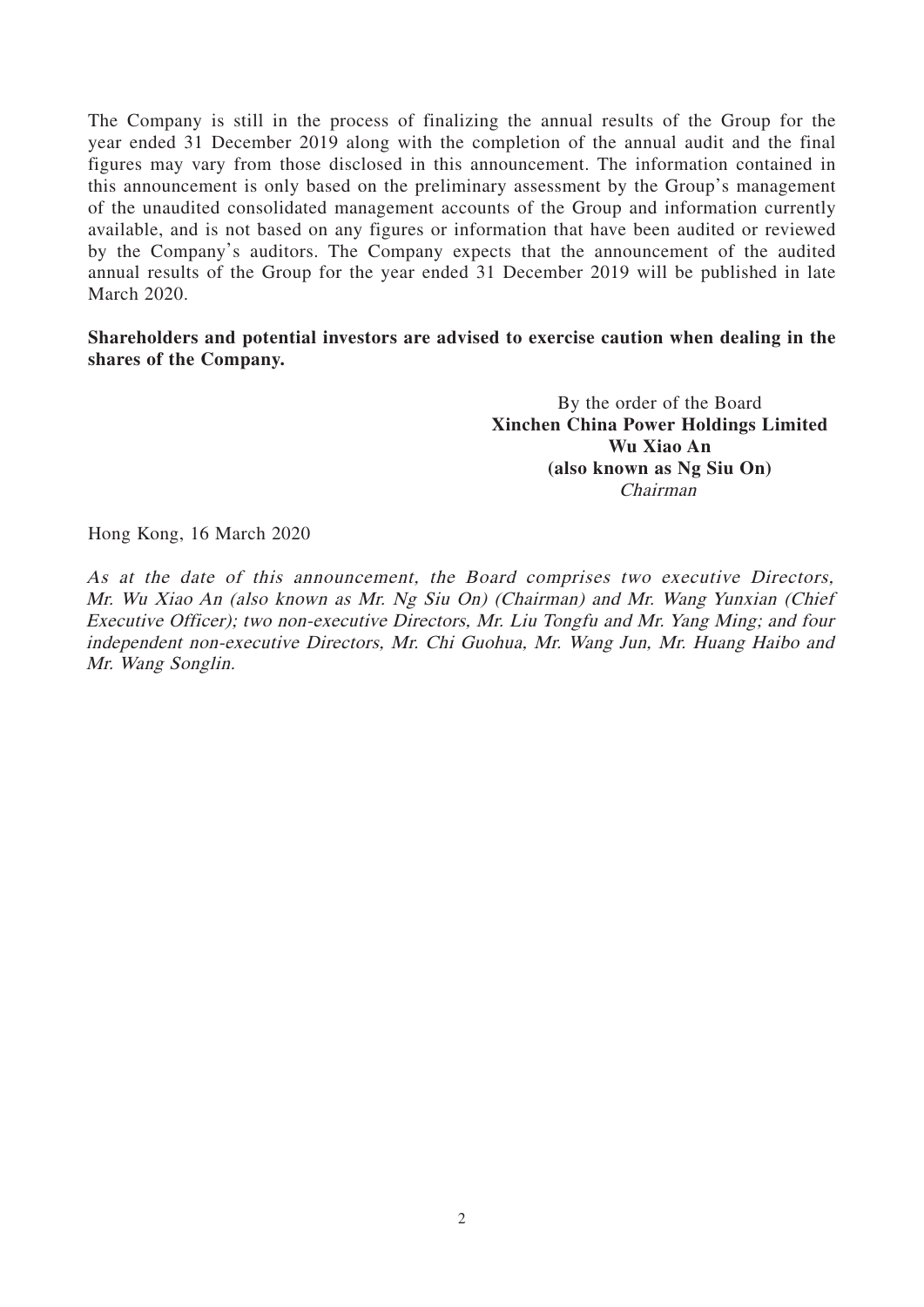The Company is still in the process of finalizing the annual results of the Group for the year ended 31 December 2019 along with the completion of the annual audit and the final figures may vary from those disclosed in this announcement. The information contained in this announcement is only based on the preliminary assessment by the Group's management of the unaudited consolidated management accounts of the Group and information currently available, and is not based on any figures or information that have been audited or reviewed by the Company's auditors. The Company expects that the announcement of the audited annual results of the Group for the year ended 31 December 2019 will be published in late March 2020.

**Shareholders and potential investors are advised to exercise caution when dealing in the shares of the Company.**

By the order of the Board
**Xinchen China Power Holdings Limited**
**Wu Xiao An**
**(also known as Ng Siu On)**
*Chairman*

Hong Kong, 16 March 2020

*As at the date of this announcement, the Board comprises two executive Directors, Mr. Wu Xiao An (also known as Mr. Ng Siu On) (Chairman) and Mr. Wang Yunxian (Chief Executive Officer); two non-executive Directors, Mr. Liu Tongfu and Mr. Yang Ming; and four independent non-executive Directors, Mr. Chi Guohua, Mr. Wang Jun, Mr. Huang Haibo and Mr. Wang Songlin.*